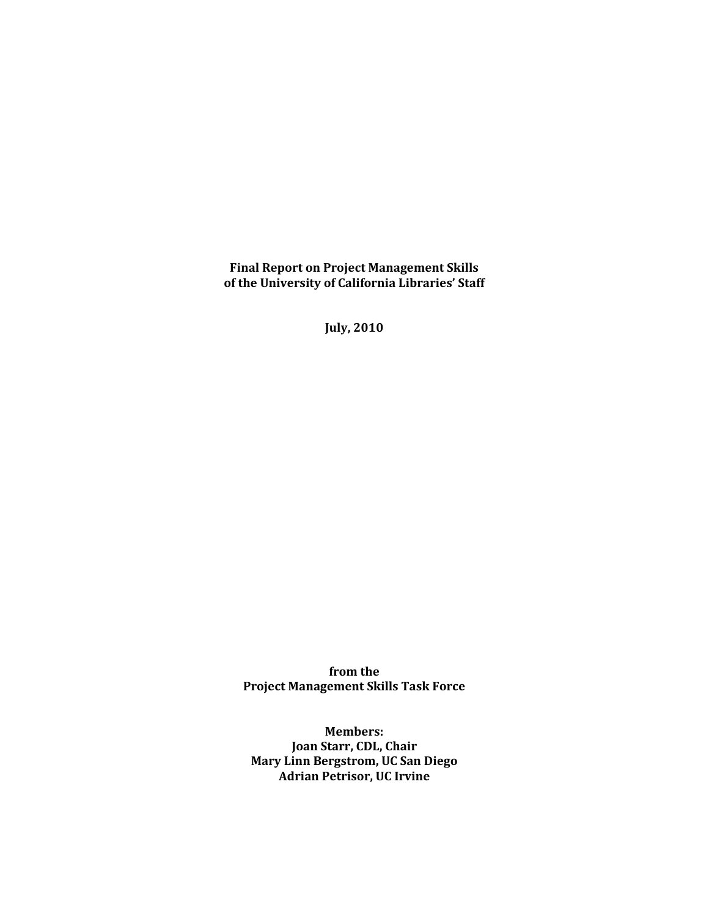# Final Report on Project Management Skills of the University of California Libraries' Staff

**July, 2010**

**from the**
**Project Management Skills Task Force**

**Members:**
**Joan Starr, CDL, Chair**
**Mary Linn Bergstrom, UC San Diego**
**Adrian Petrisor, UC Irvine**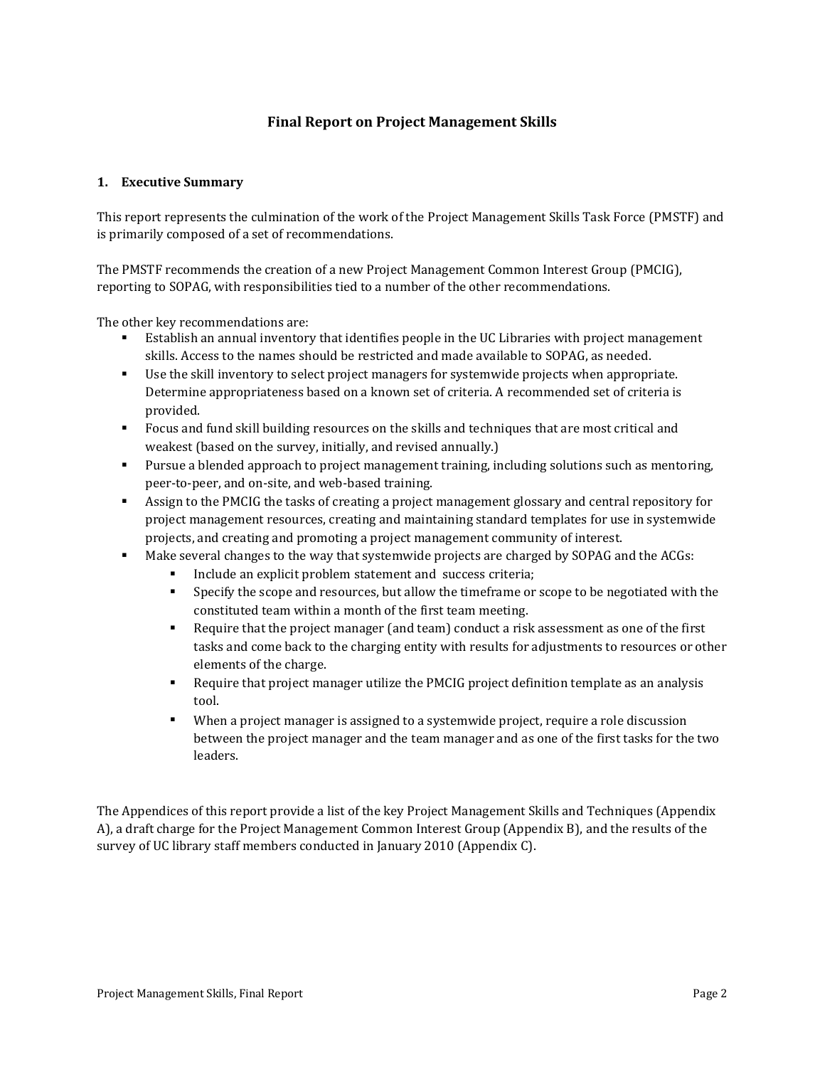# Final Report on Project Management Skills

## 1. Executive Summary

This report represents the culmination of the work of the Project Management Skills Task Force (PMSTF) and is primarily composed of a set of recommendations.

The PMSTF recommends the creation of a new Project Management Common Interest Group (PMCIG), reporting to SOPAG, with responsibilities tied to a number of the other recommendations.

The other key recommendations are:

- Establish an annual inventory that identifies people in the UC Libraries with project management skills. Access to the names should be restricted and made available to SOPAG, as needed.
- Use the skill inventory to select project managers for systemwide projects when appropriate. Determine appropriateness based on a known set of criteria. A recommended set of criteria is provided.
- Focus and fund skill building resources on the skills and techniques that are most critical and weakest (based on the survey, initially, and revised annually.)
- Pursue a blended approach to project management training, including solutions such as mentoring, peer-to-peer, and on-site, and web-based training.
- Assign to the PMCIG the tasks of creating a project management glossary and central repository for project management resources, creating and maintaining standard templates for use in systemwide projects, and creating and promoting a project management community of interest.
- Make several changes to the way that systemwide projects are charged by SOPAG and the ACGs:
  - Include an explicit problem statement and success criteria;
  - Specify the scope and resources, but allow the timeframe or scope to be negotiated with the constituted team within a month of the first team meeting.
  - Require that the project manager (and team) conduct a risk assessment as one of the first tasks and come back to the charging entity with results for adjustments to resources or other elements of the charge.
  - Require that project manager utilize the PMCIG project definition template as an analysis tool.
  - When a project manager is assigned to a systemwide project, require a role discussion between the project manager and the team manager and as one of the first tasks for the two leaders.

The Appendices of this report provide a list of the key Project Management Skills and Techniques (Appendix A), a draft charge for the Project Management Common Interest Group (Appendix B), and the results of the survey of UC library staff members conducted in January 2010 (Appendix C).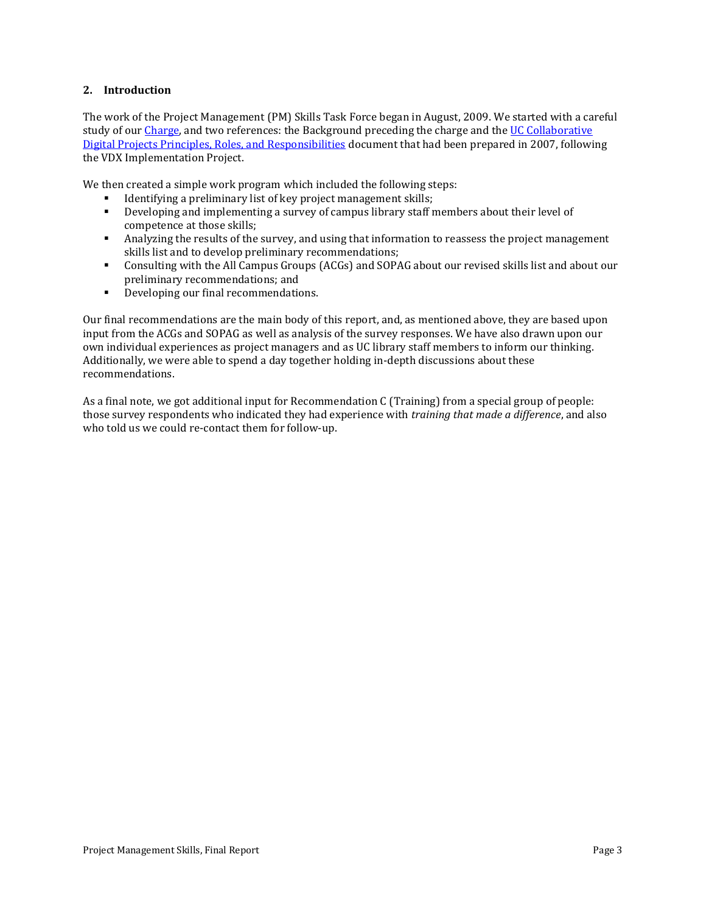## 2. Introduction

The work of the Project Management (PM) Skills Task Force began in August, 2009. We started with a careful study of our Charge, and two references: the Background preceding the charge and the UC Collaborative Digital Projects Principles, Roles, and Responsibilities document that had been prepared in 2007, following the VDX Implementation Project.

We then created a simple work program which included the following steps:

- Identifying a preliminary list of key project management skills;
- Developing and implementing a survey of campus library staff members about their level of competence at those skills;
- Analyzing the results of the survey, and using that information to reassess the project management skills list and to develop preliminary recommendations;
- Consulting with the All Campus Groups (ACGs) and SOPAG about our revised skills list and about our preliminary recommendations; and
- Developing our final recommendations.

Our final recommendations are the main body of this report, and, as mentioned above, they are based upon input from the ACGs and SOPAG as well as analysis of the survey responses. We have also drawn upon our own individual experiences as project managers and as UC library staff members to inform our thinking. Additionally, we were able to spend a day together holding in-depth discussions about these recommendations.

As a final note, we got additional input for Recommendation C (Training) from a special group of people: those survey respondents who indicated they had experience with *training that made a difference*, and also who told us we could re-contact them for follow-up.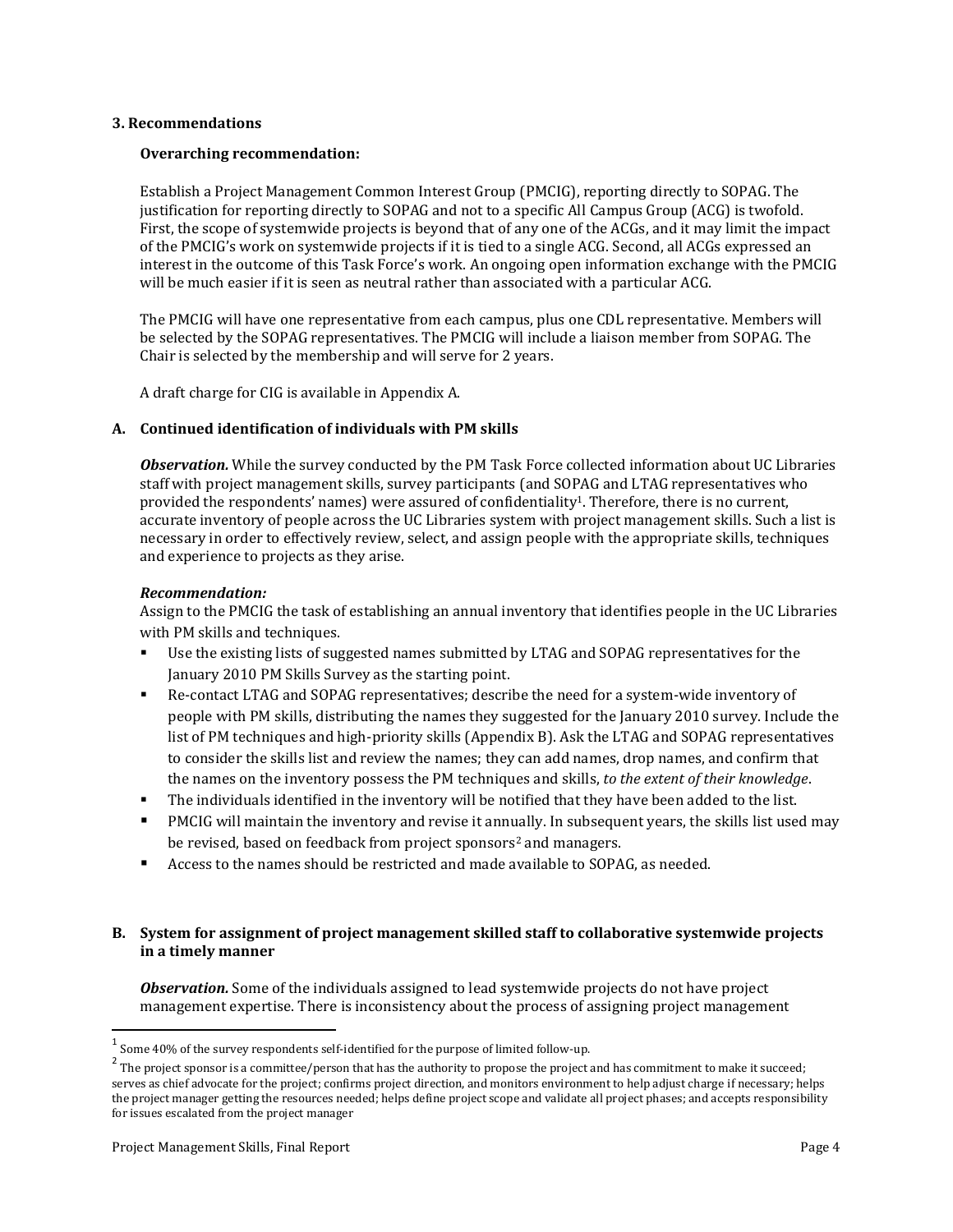### 3. Recommendations

**Overarching recommendation:**

Establish a Project Management Common Interest Group (PMCIG), reporting directly to SOPAG. The justification for reporting directly to SOPAG and not to a specific All Campus Group (ACG) is twofold. First, the scope of systemwide projects is beyond that of any one of the ACGs, and it may limit the impact of the PMCIG's work on systemwide projects if it is tied to a single ACG. Second, all ACGs expressed an interest in the outcome of this Task Force's work. An ongoing open information exchange with the PMCIG will be much easier if it is seen as neutral rather than associated with a particular ACG.

The PMCIG will have one representative from each campus, plus one CDL representative. Members will be selected by the SOPAG representatives. The PMCIG will include a liaison member from SOPAG. The Chair is selected by the membership and will serve for 2 years.

A draft charge for CIG is available in Appendix A.

#### A. Continued identification of individuals with PM skills

***Observation.*** While the survey conducted by the PM Task Force collected information about UC Libraries staff with project management skills, survey participants (and SOPAG and LTAG representatives who provided the respondents' names) were assured of confidentiality[1]. Therefore, there is no current, accurate inventory of people across the UC Libraries system with project management skills. Such a list is necessary in order to effectively review, select, and assign people with the appropriate skills, techniques and experience to projects as they arise.

***Recommendation:***
Assign to the PMCIG the task of establishing an annual inventory that identifies people in the UC Libraries with PM skills and techniques.

- Use the existing lists of suggested names submitted by LTAG and SOPAG representatives for the January 2010 PM Skills Survey as the starting point.
- Re-contact LTAG and SOPAG representatives; describe the need for a system-wide inventory of people with PM skills, distributing the names they suggested for the January 2010 survey. Include the list of PM techniques and high-priority skills (Appendix B). Ask the LTAG and SOPAG representatives to consider the skills list and review the names; they can add names, drop names, and confirm that the names on the inventory possess the PM techniques and skills, *to the extent of their knowledge*.
- The individuals identified in the inventory will be notified that they have been added to the list.
- PMCIG will maintain the inventory and revise it annually. In subsequent years, the skills list used may be revised, based on feedback from project sponsors[2] and managers.
- Access to the names should be restricted and made available to SOPAG, as needed.

#### B. System for assignment of project management skilled staff to collaborative systemwide projects in a timely manner

***Observation.*** Some of the individuals assigned to lead systemwide projects do not have project management expertise. There is inconsistency about the process of assigning project management

---

[1] Some 40% of the survey respondents self-identified for the purpose of limited follow-up.

[2] The project sponsor is a committee/person that has the authority to propose the project and has commitment to make it succeed; serves as chief advocate for the project; confirms project direction, and monitors environment to help adjust charge if necessary; helps the project manager getting the resources needed; helps define project scope and validate all project phases; and accepts responsibility for issues escalated from the project manager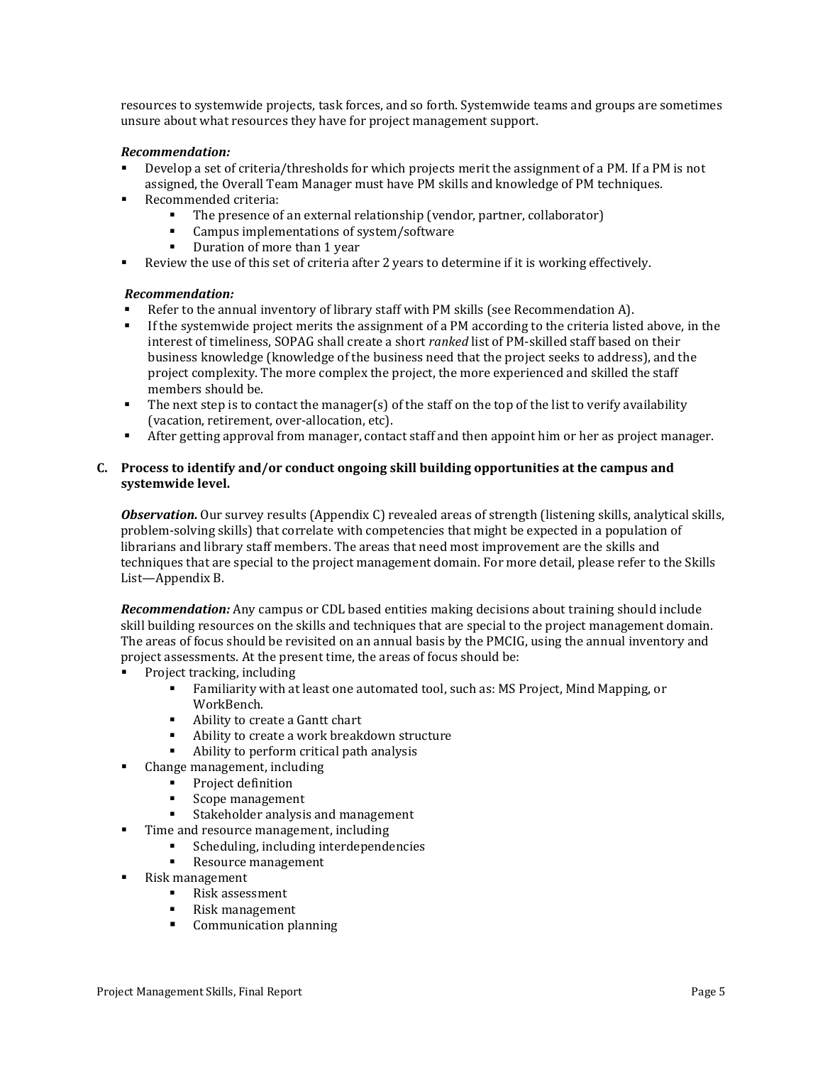resources to systemwide projects, task forces, and so forth. Systemwide teams and groups are sometimes unsure about what resources they have for project management support.

***Recommendation:***

- Develop a set of criteria/thresholds for which projects merit the assignment of a PM. If a PM is not assigned, the Overall Team Manager must have PM skills and knowledge of PM techniques.
- Recommended criteria:
    - The presence of an external relationship (vendor, partner, collaborator)
    - Campus implementations of system/software
    - Duration of more than 1 year
- Review the use of this set of criteria after 2 years to determine if it is working effectively.

***Recommendation:***

- Refer to the annual inventory of library staff with PM skills (see Recommendation A).
- If the systemwide project merits the assignment of a PM according to the criteria listed above, in the interest of timeliness, SOPAG shall create a short *ranked* list of PM-skilled staff based on their business knowledge (knowledge of the business need that the project seeks to address), and the project complexity. The more complex the project, the more experienced and skilled the staff members should be.
- The next step is to contact the manager(s) of the staff on the top of the list to verify availability (vacation, retirement, over-allocation, etc).
- After getting approval from manager, contact staff and then appoint him or her as project manager.

**C. Process to identify and/or conduct ongoing skill building opportunities at the campus and systemwide level.**

***Observation.*** Our survey results (Appendix C) revealed areas of strength (listening skills, analytical skills, problem-solving skills) that correlate with competencies that might be expected in a population of librarians and library staff members. The areas that need most improvement are the skills and techniques that are special to the project management domain. For more detail, please refer to the Skills List—Appendix B.

***Recommendation:*** Any campus or CDL based entities making decisions about training should include skill building resources on the skills and techniques that are special to the project management domain. The areas of focus should be revisited on an annual basis by the PMCIG, using the annual inventory and project assessments. At the present time, the areas of focus should be:

- Project tracking, including
    - Familiarity with at least one automated tool, such as: MS Project, Mind Mapping, or WorkBench.
    - Ability to create a Gantt chart
    - Ability to create a work breakdown structure
    - Ability to perform critical path analysis
- Change management, including
    - Project definition
    - Scope management
    - Stakeholder analysis and management
- Time and resource management, including
    - Scheduling, including interdependencies
    - Resource management
- Risk management
    - Risk assessment
    - Risk management
    - Communication planning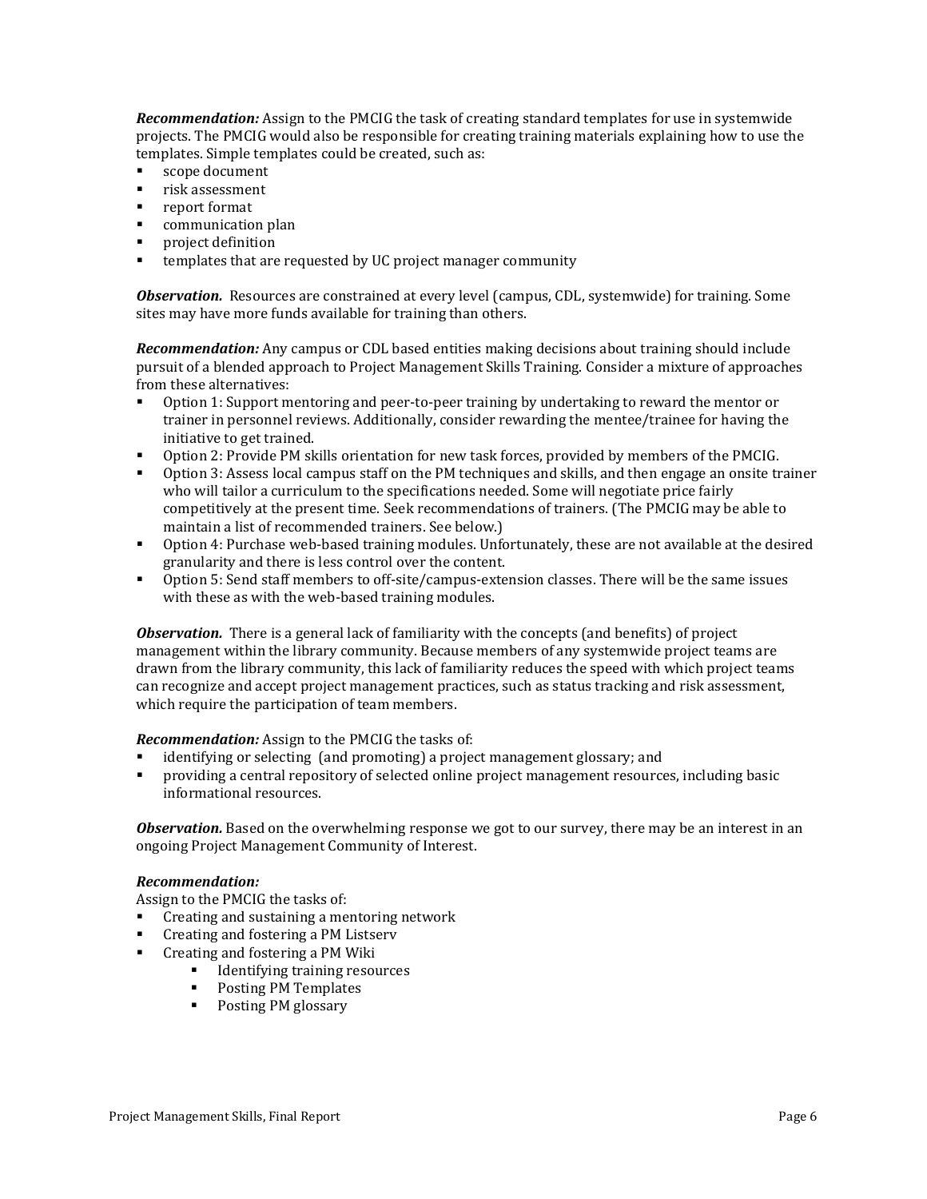***Recommendation:*** Assign to the PMCIG the task of creating standard templates for use in systemwide projects. The PMCIG would also be responsible for creating training materials explaining how to use the templates. Simple templates could be created, such as:

- scope document
- risk assessment
- report format
- communication plan
- project definition
- templates that are requested by UC project manager community

***Observation.*** Resources are constrained at every level (campus, CDL, systemwide) for training. Some sites may have more funds available for training than others.

***Recommendation:*** Any campus or CDL based entities making decisions about training should include pursuit of a blended approach to Project Management Skills Training. Consider a mixture of approaches from these alternatives:

- Option 1: Support mentoring and peer-to-peer training by undertaking to reward the mentor or trainer in personnel reviews. Additionally, consider rewarding the mentee/trainee for having the initiative to get trained.
- Option 2: Provide PM skills orientation for new task forces, provided by members of the PMCIG.
- Option 3: Assess local campus staff on the PM techniques and skills, and then engage an onsite trainer who will tailor a curriculum to the specifications needed. Some will negotiate price fairly competitively at the present time. Seek recommendations of trainers. (The PMCIG may be able to maintain a list of recommended trainers. See below.)
- Option 4: Purchase web-based training modules. Unfortunately, these are not available at the desired granularity and there is less control over the content.
- Option 5: Send staff members to off-site/campus-extension classes. There will be the same issues with these as with the web-based training modules.

***Observation.*** There is a general lack of familiarity with the concepts (and benefits) of project management within the library community. Because members of any systemwide project teams are drawn from the library community, this lack of familiarity reduces the speed with which project teams can recognize and accept project management practices, such as status tracking and risk assessment, which require the participation of team members.

***Recommendation:*** Assign to the PMCIG the tasks of:

- identifying or selecting (and promoting) a project management glossary; and
- providing a central repository of selected online project management resources, including basic informational resources.

***Observation.*** Based on the overwhelming response we got to our survey, there may be an interest in an ongoing Project Management Community of Interest.

***Recommendation:***

Assign to the PMCIG the tasks of:

- Creating and sustaining a mentoring network
- Creating and fostering a PM Listserv
- Creating and fostering a PM Wiki
    - Identifying training resources
    - Posting PM Templates
    - Posting PM glossary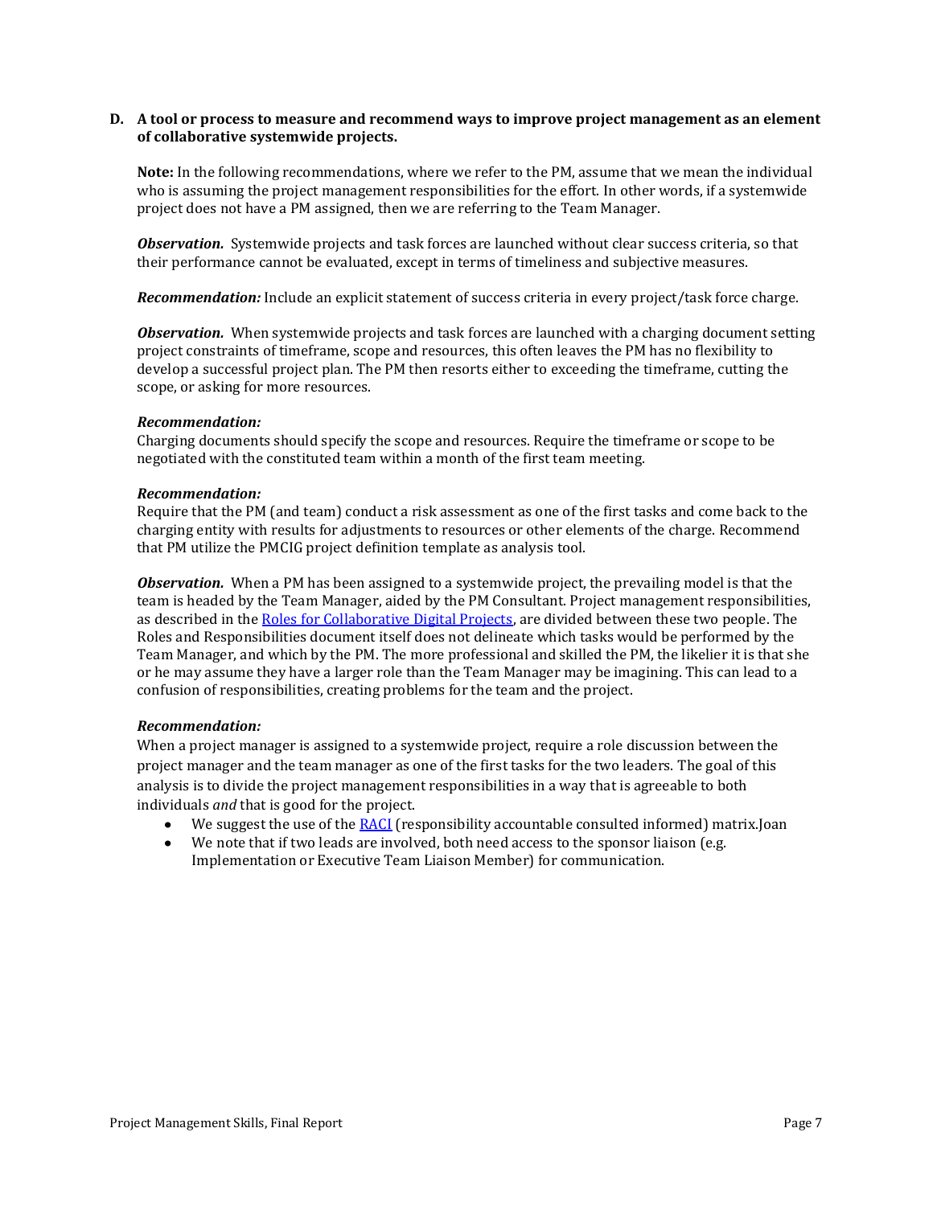**D. A tool or process to measure and recommend ways to improve project management as an element of collaborative systemwide projects.**

**Note:** In the following recommendations, where we refer to the PM, assume that we mean the individual who is assuming the project management responsibilities for the effort. In other words, if a systemwide project does not have a PM assigned, then we are referring to the Team Manager.

***Observation.*** Systemwide projects and task forces are launched without clear success criteria, so that their performance cannot be evaluated, except in terms of timeliness and subjective measures.

***Recommendation:*** Include an explicit statement of success criteria in every project/task force charge.

***Observation.*** When systemwide projects and task forces are launched with a charging document setting project constraints of timeframe, scope and resources, this often leaves the PM has no flexibility to develop a successful project plan. The PM then resorts either to exceeding the timeframe, cutting the scope, or asking for more resources.

***Recommendation:***
Charging documents should specify the scope and resources. Require the timeframe or scope to be negotiated with the constituted team within a month of the first team meeting.

***Recommendation:***
Require that the PM (and team) conduct a risk assessment as one of the first tasks and come back to the charging entity with results for adjustments to resources or other elements of the charge. Recommend that PM utilize the PMCIG project definition template as analysis tool.

***Observation.*** When a PM has been assigned to a systemwide project, the prevailing model is that the team is headed by the Team Manager, aided by the PM Consultant. Project management responsibilities, as described in the [Roles for Collaborative Digital Projects], are divided between these two people. The Roles and Responsibilities document itself does not delineate which tasks would be performed by the Team Manager, and which by the PM. The more professional and skilled the PM, the likelier it is that she or he may assume they have a larger role than the Team Manager may be imagining. This can lead to a confusion of responsibilities, creating problems for the team and the project.

***Recommendation:***
When a project manager is assigned to a systemwide project, require a role discussion between the project manager and the team manager as one of the first tasks for the two leaders. The goal of this analysis is to divide the project management responsibilities in a way that is agreeable to both individuals *and* that is good for the project.

- We suggest the use of the [RACI] (responsibility accountable consulted informed) matrix.Joan
- We note that if two leads are involved, both need access to the sponsor liaison (e.g. Implementation or Executive Team Liaison Member) for communication.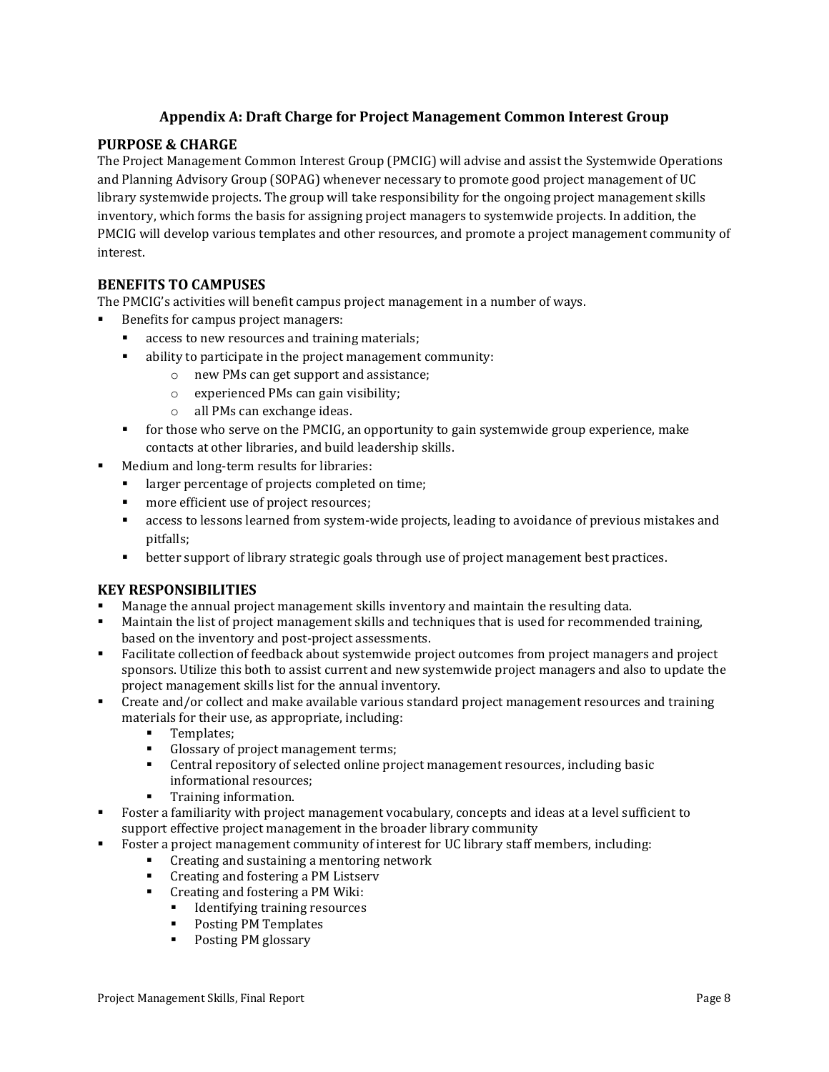## Appendix A: Draft Charge for Project Management Common Interest Group

### PURPOSE & CHARGE

The Project Management Common Interest Group (PMCIG) will advise and assist the Systemwide Operations and Planning Advisory Group (SOPAG) whenever necessary to promote good project management of UC library systemwide projects. The group will take responsibility for the ongoing project management skills inventory, which forms the basis for assigning project managers to systemwide projects. In addition, the PMCIG will develop various templates and other resources, and promote a project management community of interest.

### BENEFITS TO CAMPUSES

The PMCIG's activities will benefit campus project management in a number of ways.

- Benefits for campus project managers:
  - access to new resources and training materials;
  - ability to participate in the project management community:
    - new PMs can get support and assistance;
    - experienced PMs can gain visibility;
    - all PMs can exchange ideas.
  - for those who serve on the PMCIG, an opportunity to gain systemwide group experience, make contacts at other libraries, and build leadership skills.
- Medium and long-term results for libraries:
  - larger percentage of projects completed on time;
  - more efficient use of project resources;
  - access to lessons learned from system-wide projects, leading to avoidance of previous mistakes and pitfalls;
  - better support of library strategic goals through use of project management best practices.

### KEY RESPONSIBILITIES

- Manage the annual project management skills inventory and maintain the resulting data.
- Maintain the list of project management skills and techniques that is used for recommended training, based on the inventory and post-project assessments.
- Facilitate collection of feedback about systemwide project outcomes from project managers and project sponsors. Utilize this both to assist current and new systemwide project managers and also to update the project management skills list for the annual inventory.
- Create and/or collect and make available various standard project management resources and training materials for their use, as appropriate, including:
  - Templates;
  - Glossary of project management terms;
  - Central repository of selected online project management resources, including basic informational resources;
  - Training information.
- Foster a familiarity with project management vocabulary, concepts and ideas at a level sufficient to support effective project management in the broader library community
- Foster a project management community of interest for UC library staff members, including:
  - Creating and sustaining a mentoring network
  - Creating and fostering a PM Listserv
  - Creating and fostering a PM Wiki:
    - Identifying training resources
    - Posting PM Templates
    - Posting PM glossary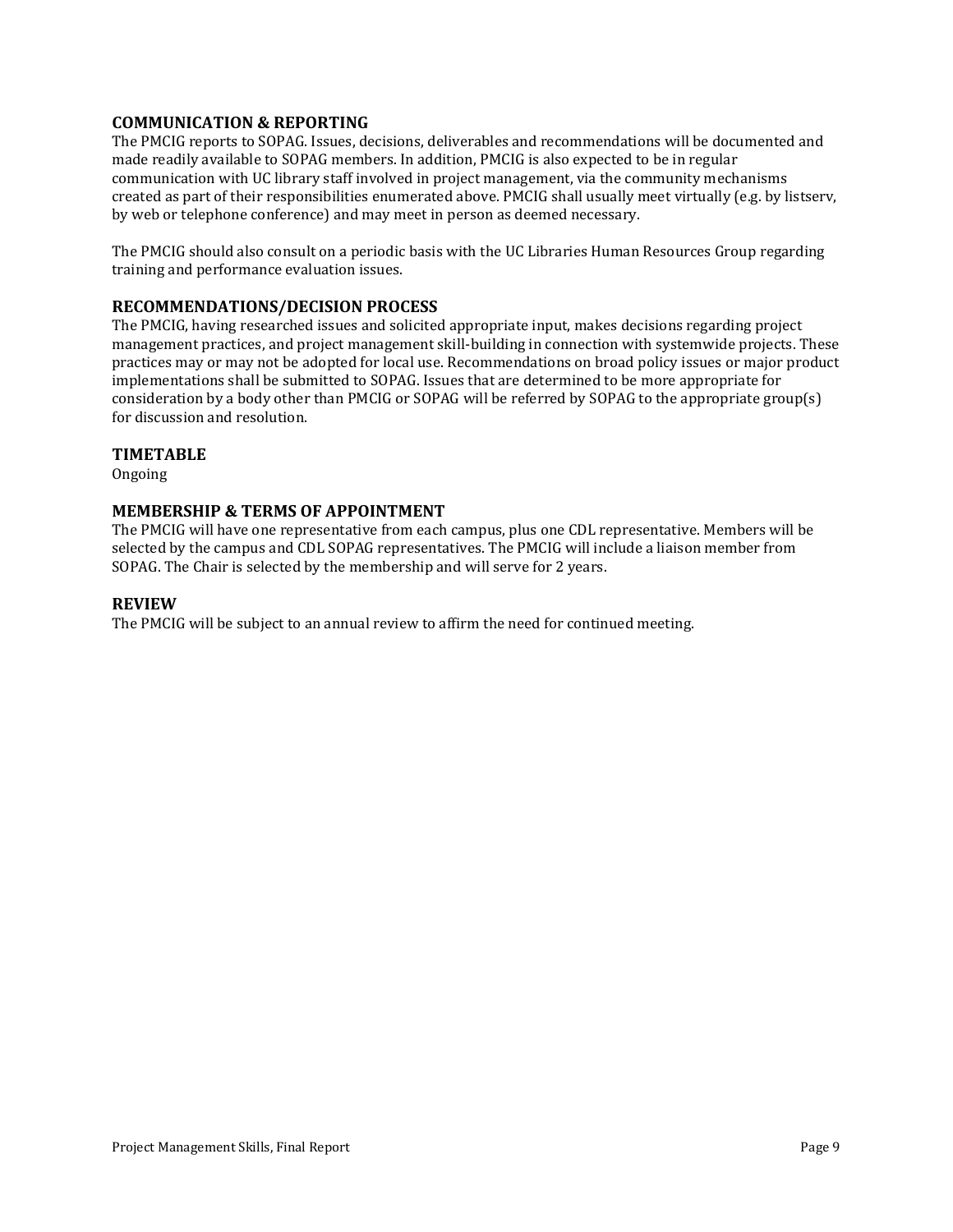### COMMUNICATION & REPORTING

The PMCIG reports to SOPAG. Issues, decisions, deliverables and recommendations will be documented and made readily available to SOPAG members. In addition, PMCIG is also expected to be in regular communication with UC library staff involved in project management, via the community mechanisms created as part of their responsibilities enumerated above. PMCIG shall usually meet virtually (e.g. by listserv, by web or telephone conference) and may meet in person as deemed necessary.

The PMCIG should also consult on a periodic basis with the UC Libraries Human Resources Group regarding training and performance evaluation issues.

### RECOMMENDATIONS/DECISION PROCESS

The PMCIG, having researched issues and solicited appropriate input, makes decisions regarding project management practices, and project management skill-building in connection with systemwide projects. These practices may or may not be adopted for local use. Recommendations on broad policy issues or major product implementations shall be submitted to SOPAG. Issues that are determined to be more appropriate for consideration by a body other than PMCIG or SOPAG will be referred by SOPAG to the appropriate group(s) for discussion and resolution.

### TIMETABLE

Ongoing

### MEMBERSHIP & TERMS OF APPOINTMENT

The PMCIG will have one representative from each campus, plus one CDL representative. Members will be selected by the campus and CDL SOPAG representatives. The PMCIG will include a liaison member from SOPAG. The Chair is selected by the membership and will serve for 2 years.

### REVIEW

The PMCIG will be subject to an annual review to affirm the need for continued meeting.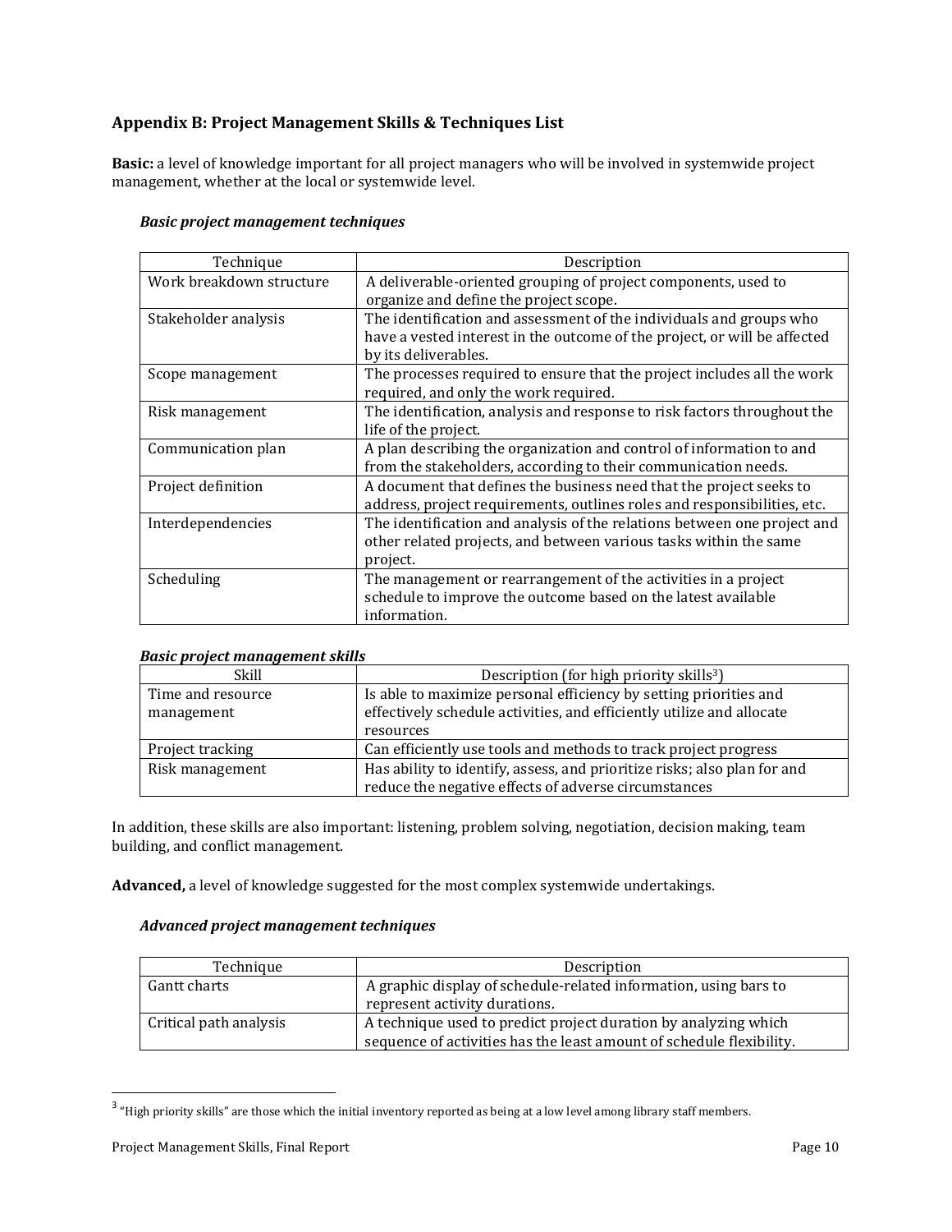## Appendix B: Project Management Skills & Techniques List

**Basic:** a level of knowledge important for all project managers who will be involved in systemwide project management, whether at the local or systemwide level.

***Basic project management techniques***

| Technique | Description |
|---|---|
| Work breakdown structure | A deliverable-oriented grouping of project components, used to organize and define the project scope. |
| Stakeholder analysis | The identification and assessment of the individuals and groups who have a vested interest in the outcome of the project, or will be affected by its deliverables. |
| Scope management | The processes required to ensure that the project includes all the work required, and only the work required. |
| Risk management | The identification, analysis and response to risk factors throughout the life of the project. |
| Communication plan | A plan describing the organization and control of information to and from the stakeholders, according to their communication needs. |
| Project definition | A document that defines the business need that the project seeks to address, project requirements, outlines roles and responsibilities, etc. |
| Interdependencies | The identification and analysis of the relations between one project and other related projects, and between various tasks within the same project. |
| Scheduling | The management or rearrangement of the activities in a project schedule to improve the outcome based on the latest available information. |

***Basic project management skills***

| Skill | Description (for high priority skills[3]) |
|---|---|
| Time and resource management | Is able to maximize personal efficiency by setting priorities and effectively schedule activities, and efficiently utilize and allocate resources |
| Project tracking | Can efficiently use tools and methods to track project progress |
| Risk management | Has ability to identify, assess, and prioritize risks; also plan for and reduce the negative effects of adverse circumstances |

In addition, these skills are also important: listening, problem solving, negotiation, decision making, team building, and conflict management.

**Advanced,** a level of knowledge suggested for the most complex systemwide undertakings.

***Advanced project management techniques***

| Technique | Description |
|---|---|
| Gantt charts | A graphic display of schedule-related information, using bars to represent activity durations. |
| Critical path analysis | A technique used to predict project duration by analyzing which sequence of activities has the least amount of schedule flexibility. |

[3] "High priority skills" are those which the initial inventory reported as being at a low level among library staff members.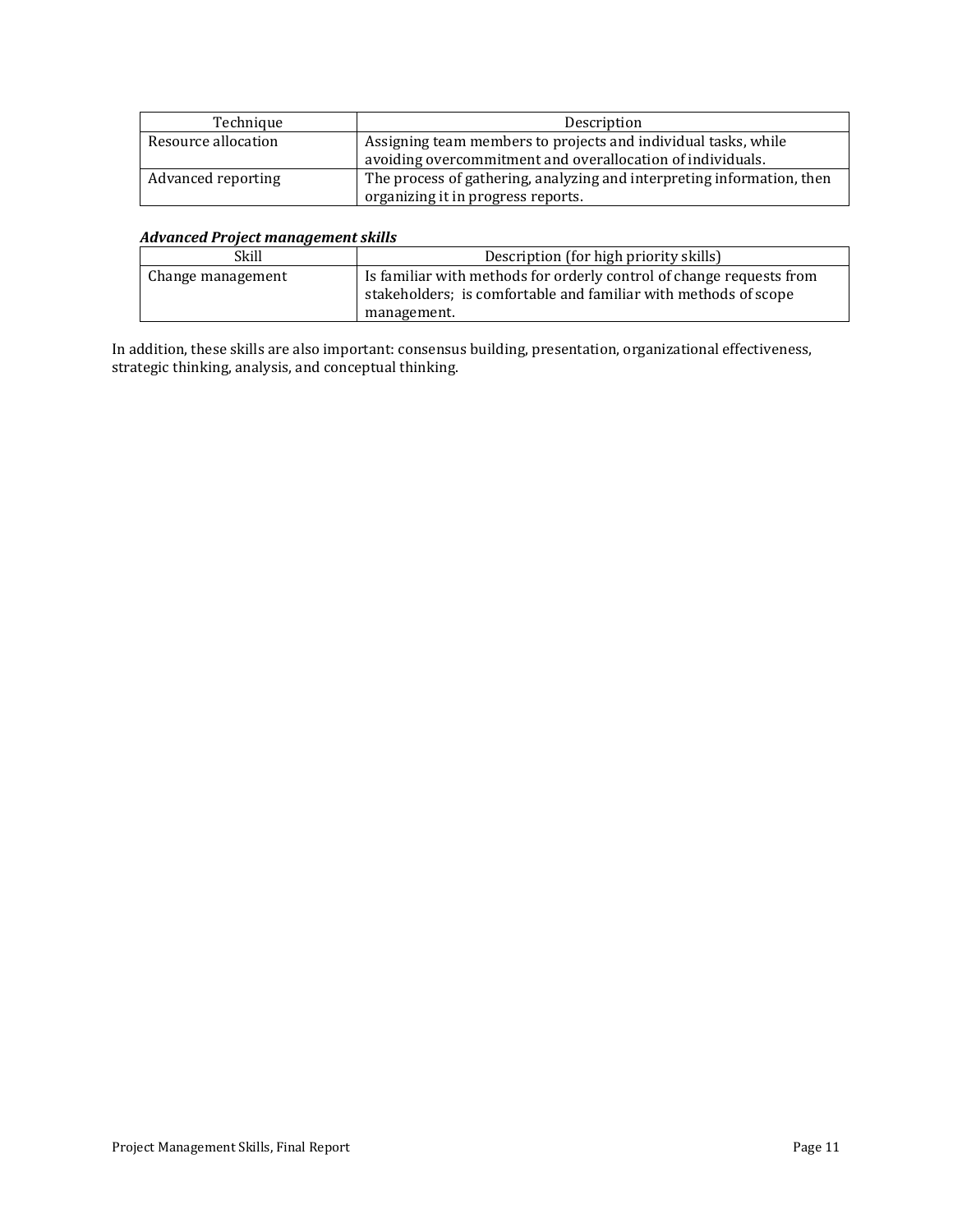| Technique | Description |
| --- | --- |
| Resource allocation | Assigning team members to projects and individual tasks, while avoiding overcommitment and overallocation of individuals. |
| Advanced reporting | The process of gathering, analyzing and interpreting information, then organizing it in progress reports. |

***Advanced Project management skills***

| Skill | Description (for high priority skills) |
| --- | --- |
| Change management | Is familiar with methods for orderly control of change requests from stakeholders; is comfortable and familiar with methods of scope management. |

In addition, these skills are also important: consensus building, presentation, organizational effectiveness, strategic thinking, analysis, and conceptual thinking.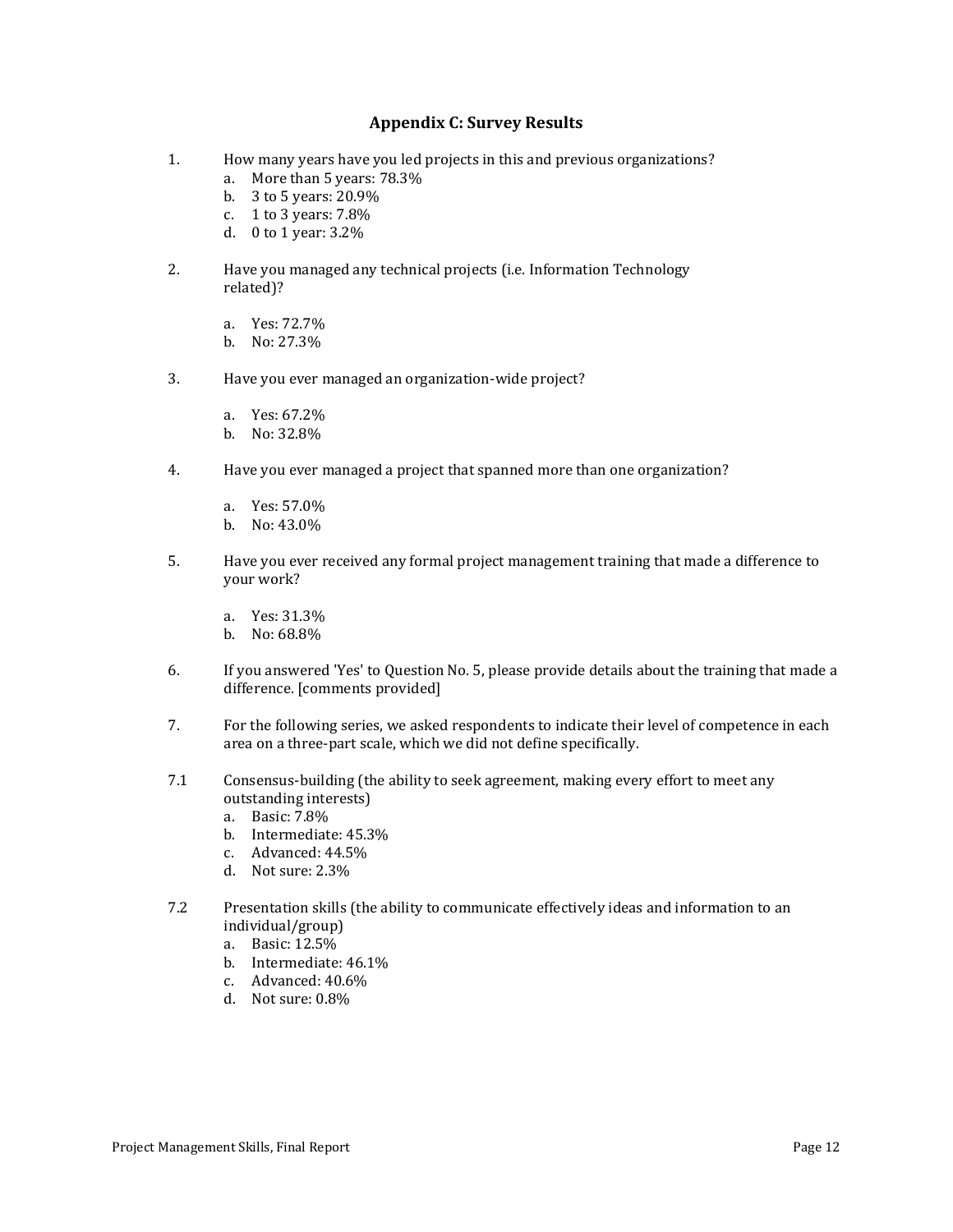## Appendix C: Survey Results

1. How many years have you led projects in this and previous organizations?
   a. More than 5 years: 78.3%
   b. 3 to 5 years: 20.9%
   c. 1 to 3 years: 7.8%
   d. 0 to 1 year: 3.2%

2. Have you managed any technical projects (i.e. Information Technology related)?

   a. Yes: 72.7%
   b. No: 27.3%

3. Have you ever managed an organization-wide project?

   a. Yes: 67.2%
   b. No: 32.8%

4. Have you ever managed a project that spanned more than one organization?

   a. Yes: 57.0%
   b. No: 43.0%

5. Have you ever received any formal project management training that made a difference to your work?

   a. Yes: 31.3%
   b. No: 68.8%

6. If you answered 'Yes' to Question No. 5, please provide details about the training that made a difference. [comments provided]

7. For the following series, we asked respondents to indicate their level of competence in each area on a three-part scale, which we did not define specifically.

7.1 Consensus-building (the ability to seek agreement, making every effort to meet any outstanding interests)
   a. Basic: 7.8%
   b. Intermediate: 45.3%
   c. Advanced: 44.5%
   d. Not sure: 2.3%

7.2 Presentation skills (the ability to communicate effectively ideas and information to an individual/group)
   a. Basic: 12.5%
   b. Intermediate: 46.1%
   c. Advanced: 40.6%
   d. Not sure: 0.8%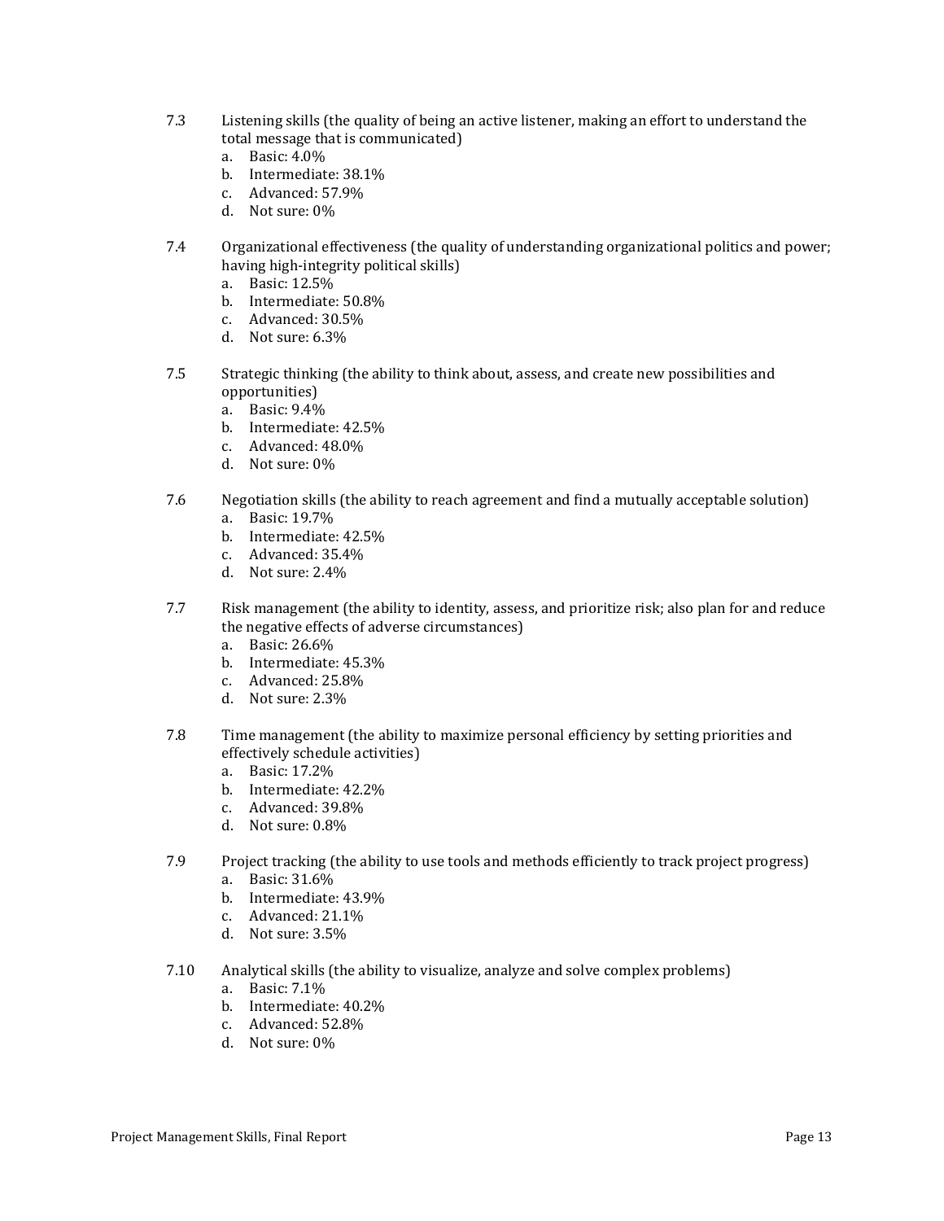7.3 Listening skills (the quality of being an active listener, making an effort to understand the total message that is communicated)

a. Basic: 4.0%
b. Intermediate: 38.1%
c. Advanced: 57.9%
d. Not sure: 0%

7.4 Organizational effectiveness (the quality of understanding organizational politics and power; having high-integrity political skills)

a. Basic: 12.5%
b. Intermediate: 50.8%
c. Advanced: 30.5%
d. Not sure: 6.3%

7.5 Strategic thinking (the ability to think about, assess, and create new possibilities and opportunities)

a. Basic: 9.4%
b. Intermediate: 42.5%
c. Advanced: 48.0%
d. Not sure: 0%

7.6 Negotiation skills (the ability to reach agreement and find a mutually acceptable solution)

a. Basic: 19.7%
b. Intermediate: 42.5%
c. Advanced: 35.4%
d. Not sure: 2.4%

7.7 Risk management (the ability to identity, assess, and prioritize risk; also plan for and reduce the negative effects of adverse circumstances)

a. Basic: 26.6%
b. Intermediate: 45.3%
c. Advanced: 25.8%
d. Not sure: 2.3%

7.8 Time management (the ability to maximize personal efficiency by setting priorities and effectively schedule activities)

a. Basic: 17.2%
b. Intermediate: 42.2%
c. Advanced: 39.8%
d. Not sure: 0.8%

7.9 Project tracking (the ability to use tools and methods efficiently to track project progress)

a. Basic: 31.6%
b. Intermediate: 43.9%
c. Advanced: 21.1%
d. Not sure: 3.5%

7.10 Analytical skills (the ability to visualize, analyze and solve complex problems)

a. Basic: 7.1%
b. Intermediate: 40.2%
c. Advanced: 52.8%
d. Not sure: 0%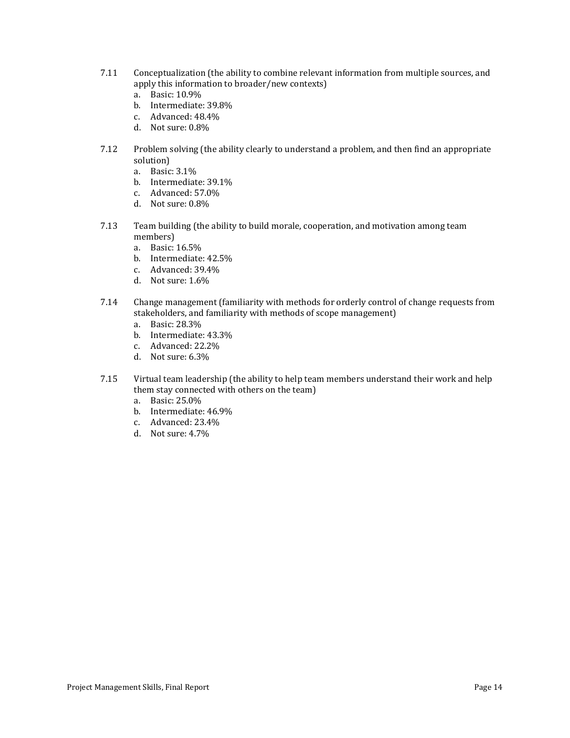7.11 Conceptualization (the ability to combine relevant information from multiple sources, and apply this information to broader/new contexts)

a. Basic: 10.9%
b. Intermediate: 39.8%
c. Advanced: 48.4%
d. Not sure: 0.8%

7.12 Problem solving (the ability clearly to understand a problem, and then find an appropriate solution)

a. Basic: 3.1%
b. Intermediate: 39.1%
c. Advanced: 57.0%
d. Not sure: 0.8%

7.13 Team building (the ability to build morale, cooperation, and motivation among team members)

a. Basic: 16.5%
b. Intermediate: 42.5%
c. Advanced: 39.4%
d. Not sure: 1.6%

7.14 Change management (familiarity with methods for orderly control of change requests from stakeholders, and familiarity with methods of scope management)

a. Basic: 28.3%
b. Intermediate: 43.3%
c. Advanced: 22.2%
d. Not sure: 6.3%

7.15 Virtual team leadership (the ability to help team members understand their work and help them stay connected with others on the team)

a. Basic: 25.0%
b. Intermediate: 46.9%
c. Advanced: 23.4%
d. Not sure: 4.7%